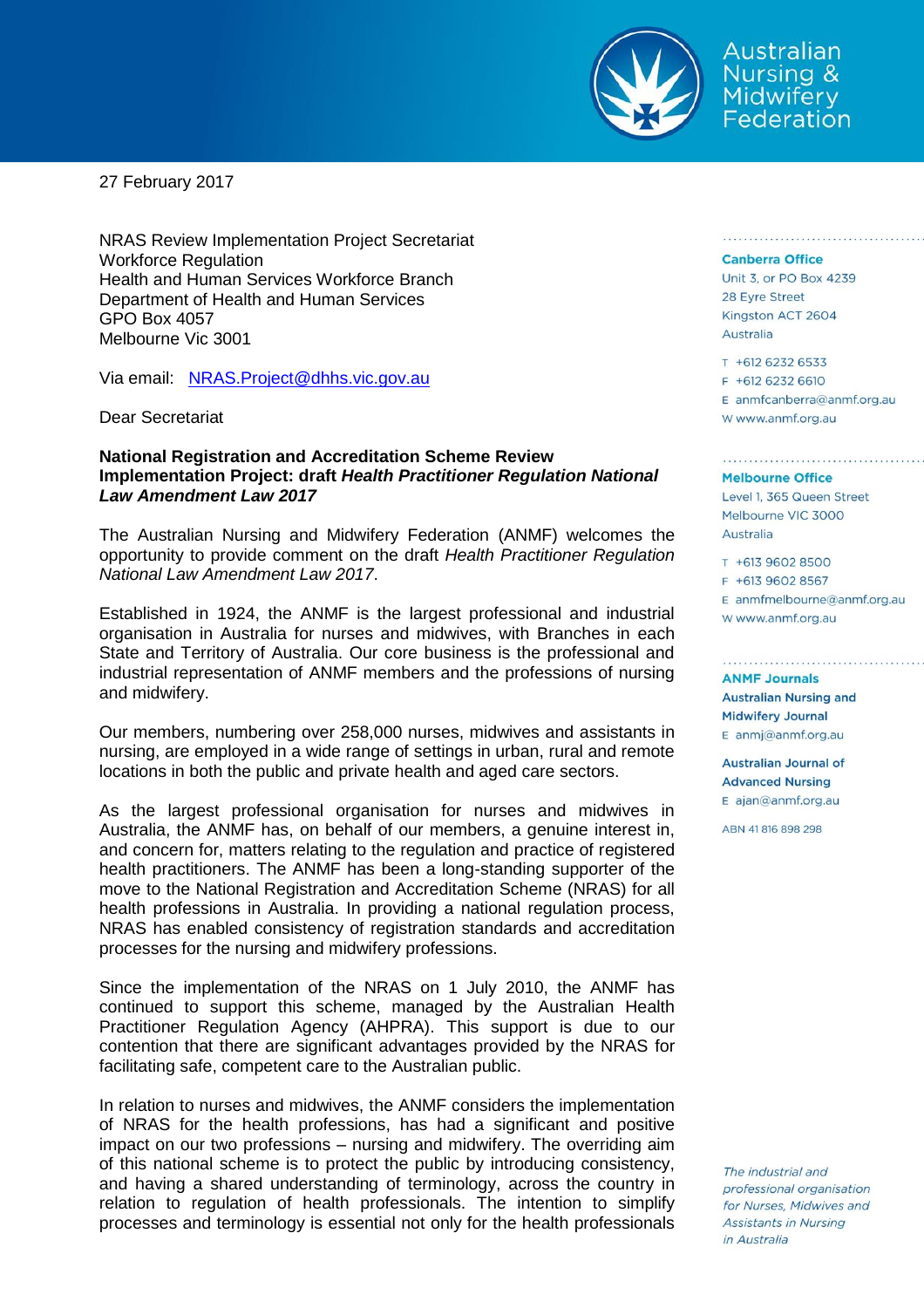Australian Nursing & Midwifery Federation

27 February 2017

NRAS Review Implementation Project Secretariat
Workforce Regulation
Health and Human Services Workforce Branch
Department of Health and Human Services
GPO Box 4057
Melbourne Vic 3001

Via email: NRAS.Project@dhhs.vic.gov.au

Dear Secretariat

**National Registration and Accreditation Scheme Review Implementation Project: draft *Health Practitioner Regulation National Law Amendment Law 2017***

The Australian Nursing and Midwifery Federation (ANMF) welcomes the opportunity to provide comment on the draft *Health Practitioner Regulation National Law Amendment Law 2017*.

Established in 1924, the ANMF is the largest professional and industrial organisation in Australia for nurses and midwives, with Branches in each State and Territory of Australia. Our core business is the professional and industrial representation of ANMF members and the professions of nursing and midwifery.

Our members, numbering over 258,000 nurses, midwives and assistants in nursing, are employed in a wide range of settings in urban, rural and remote locations in both the public and private health and aged care sectors.

As the largest professional organisation for nurses and midwives in Australia, the ANMF has, on behalf of our members, a genuine interest in, and concern for, matters relating to the regulation and practice of registered health practitioners. The ANMF has been a long-standing supporter of the move to the National Registration and Accreditation Scheme (NRAS) for all health professions in Australia. In providing a national regulation process, NRAS has enabled consistency of registration standards and accreditation processes for the nursing and midwifery professions.

Since the implementation of the NRAS on 1 July 2010, the ANMF has continued to support this scheme, managed by the Australian Health Practitioner Regulation Agency (AHPRA). This support is due to our contention that there are significant advantages provided by the NRAS for facilitating safe, competent care to the Australian public.

In relation to nurses and midwives, the ANMF considers the implementation of NRAS for the health professions, has had a significant and positive impact on our two professions – nursing and midwifery. The overriding aim of this national scheme is to protect the public by introducing consistency, and having a shared understanding of terminology, across the country in relation to regulation of health professionals. The intention to simplify processes and terminology is essential not only for the health professionals

**Canberra Office**
Unit 3, or PO Box 4239
28 Eyre Street
Kingston ACT 2604
Australia

T +612 6232 6533
F +612 6232 6610
E anmfcanberra@anmf.org.au
W www.anmf.org.au

**Melbourne Office**
Level 1, 365 Queen Street
Melbourne VIC 3000
Australia

T +613 9602 8500
F +613 9602 8567
E anmfmelbourne@anmf.org.au
W www.anmf.org.au

**ANMF Journals**
**Australian Nursing and Midwifery Journal**
E anmj@anmf.org.au

**Australian Journal of Advanced Nursing**
E ajan@anmf.org.au

ABN 41 816 898 298

*The industrial and professional organisation for Nurses, Midwives and Assistants in Nursing in Australia*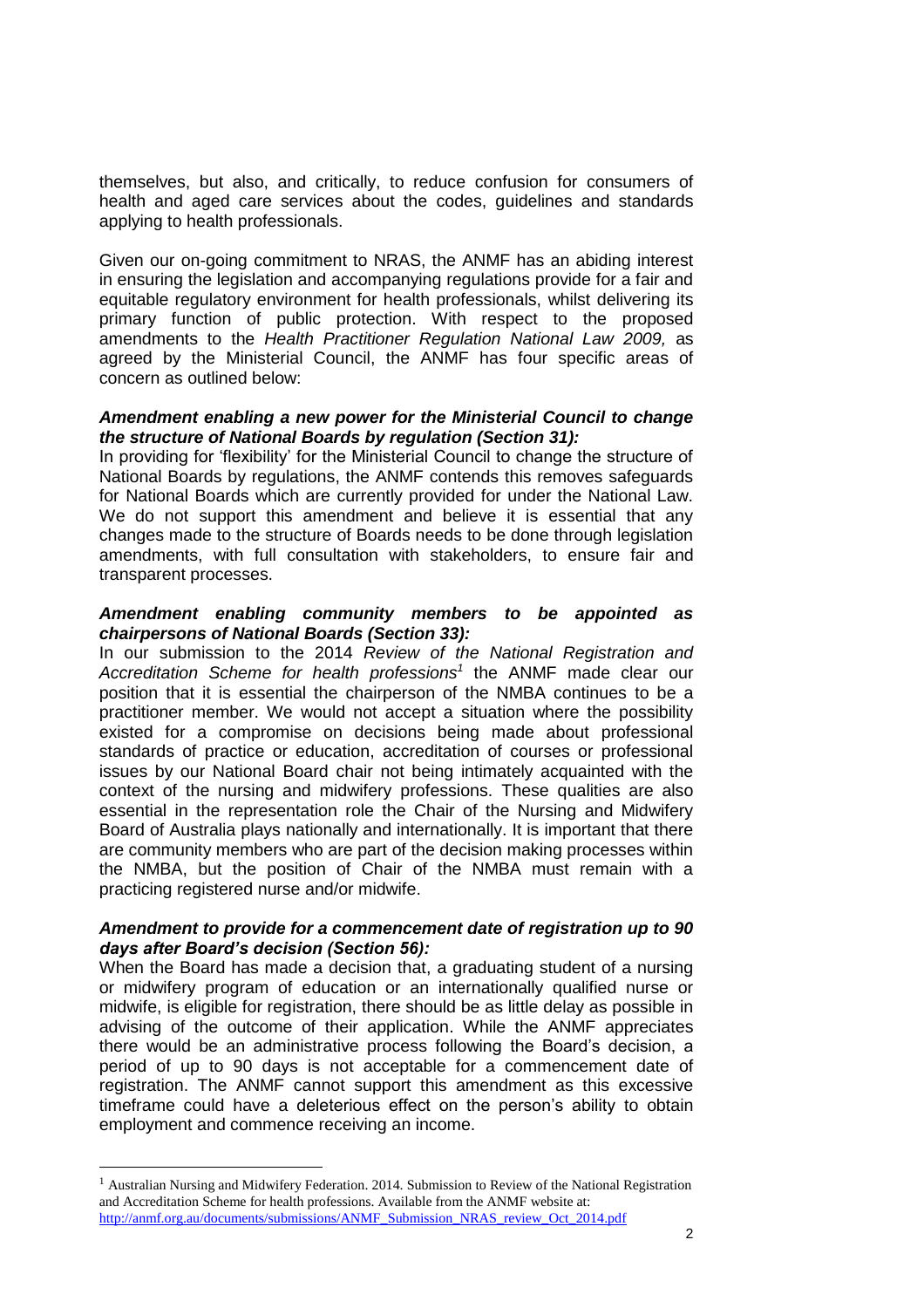themselves, but also, and critically, to reduce confusion for consumers of health and aged care services about the codes, guidelines and standards applying to health professionals.

Given our on-going commitment to NRAS, the ANMF has an abiding interest in ensuring the legislation and accompanying regulations provide for a fair and equitable regulatory environment for health professionals, whilst delivering its primary function of public protection. With respect to the proposed amendments to the *Health Practitioner Regulation National Law 2009,* as agreed by the Ministerial Council, the ANMF has four specific areas of concern as outlined below:

***Amendment enabling a new power for the Ministerial Council to change the structure of National Boards by regulation (Section 31):***

In providing for 'flexibility' for the Ministerial Council to change the structure of National Boards by regulations, the ANMF contends this removes safeguards for National Boards which are currently provided for under the National Law. We do not support this amendment and believe it is essential that any changes made to the structure of Boards needs to be done through legislation amendments, with full consultation with stakeholders, to ensure fair and transparent processes.

***Amendment enabling community members to be appointed as chairpersons of National Boards (Section 33):***

In our submission to the 2014 *Review of the National Registration and Accreditation Scheme for health professions*[1] the ANMF made clear our position that it is essential the chairperson of the NMBA continues to be a practitioner member. We would not accept a situation where the possibility existed for a compromise on decisions being made about professional standards of practice or education, accreditation of courses or professional issues by our National Board chair not being intimately acquainted with the context of the nursing and midwifery professions. These qualities are also essential in the representation role the Chair of the Nursing and Midwifery Board of Australia plays nationally and internationally. It is important that there are community members who are part of the decision making processes within the NMBA, but the position of Chair of the NMBA must remain with a practicing registered nurse and/or midwife.

***Amendment to provide for a commencement date of registration up to 90 days after Board's decision (Section 56):***

When the Board has made a decision that, a graduating student of a nursing or midwifery program of education or an internationally qualified nurse or midwife, is eligible for registration, there should be as little delay as possible in advising of the outcome of their application. While the ANMF appreciates there would be an administrative process following the Board's decision, a period of up to 90 days is not acceptable for a commencement date of registration. The ANMF cannot support this amendment as this excessive timeframe could have a deleterious effect on the person's ability to obtain employment and commence receiving an income.

---

[1] Australian Nursing and Midwifery Federation. 2014. Submission to Review of the National Registration and Accreditation Scheme for health professions. Available from the ANMF website at: http://anmf.org.au/documents/submissions/ANMF_Submission_NRAS_review_Oct_2014.pdf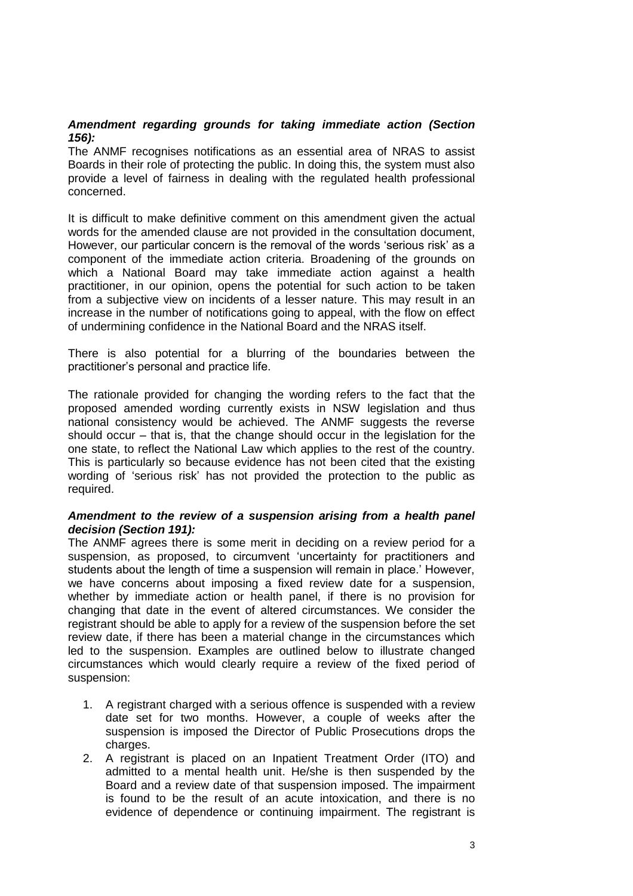***Amendment regarding grounds for taking immediate action (Section 156):***

The ANMF recognises notifications as an essential area of NRAS to assist Boards in their role of protecting the public. In doing this, the system must also provide a level of fairness in dealing with the regulated health professional concerned.

It is difficult to make definitive comment on this amendment given the actual words for the amended clause are not provided in the consultation document, However, our particular concern is the removal of the words 'serious risk' as a component of the immediate action criteria. Broadening of the grounds on which a National Board may take immediate action against a health practitioner, in our opinion, opens the potential for such action to be taken from a subjective view on incidents of a lesser nature. This may result in an increase in the number of notifications going to appeal, with the flow on effect of undermining confidence in the National Board and the NRAS itself.

There is also potential for a blurring of the boundaries between the practitioner's personal and practice life.

The rationale provided for changing the wording refers to the fact that the proposed amended wording currently exists in NSW legislation and thus national consistency would be achieved. The ANMF suggests the reverse should occur – that is, that the change should occur in the legislation for the one state, to reflect the National Law which applies to the rest of the country. This is particularly so because evidence has not been cited that the existing wording of 'serious risk' has not provided the protection to the public as required.

***Amendment to the review of a suspension arising from a health panel decision (Section 191):***

The ANMF agrees there is some merit in deciding on a review period for a suspension, as proposed, to circumvent 'uncertainty for practitioners and students about the length of time a suspension will remain in place.' However, we have concerns about imposing a fixed review date for a suspension, whether by immediate action or health panel, if there is no provision for changing that date in the event of altered circumstances. We consider the registrant should be able to apply for a review of the suspension before the set review date, if there has been a material change in the circumstances which led to the suspension. Examples are outlined below to illustrate changed circumstances which would clearly require a review of the fixed period of suspension:

1. A registrant charged with a serious offence is suspended with a review date set for two months. However, a couple of weeks after the suspension is imposed the Director of Public Prosecutions drops the charges.
2. A registrant is placed on an Inpatient Treatment Order (ITO) and admitted to a mental health unit. He/she is then suspended by the Board and a review date of that suspension imposed. The impairment is found to be the result of an acute intoxication, and there is no evidence of dependence or continuing impairment. The registrant is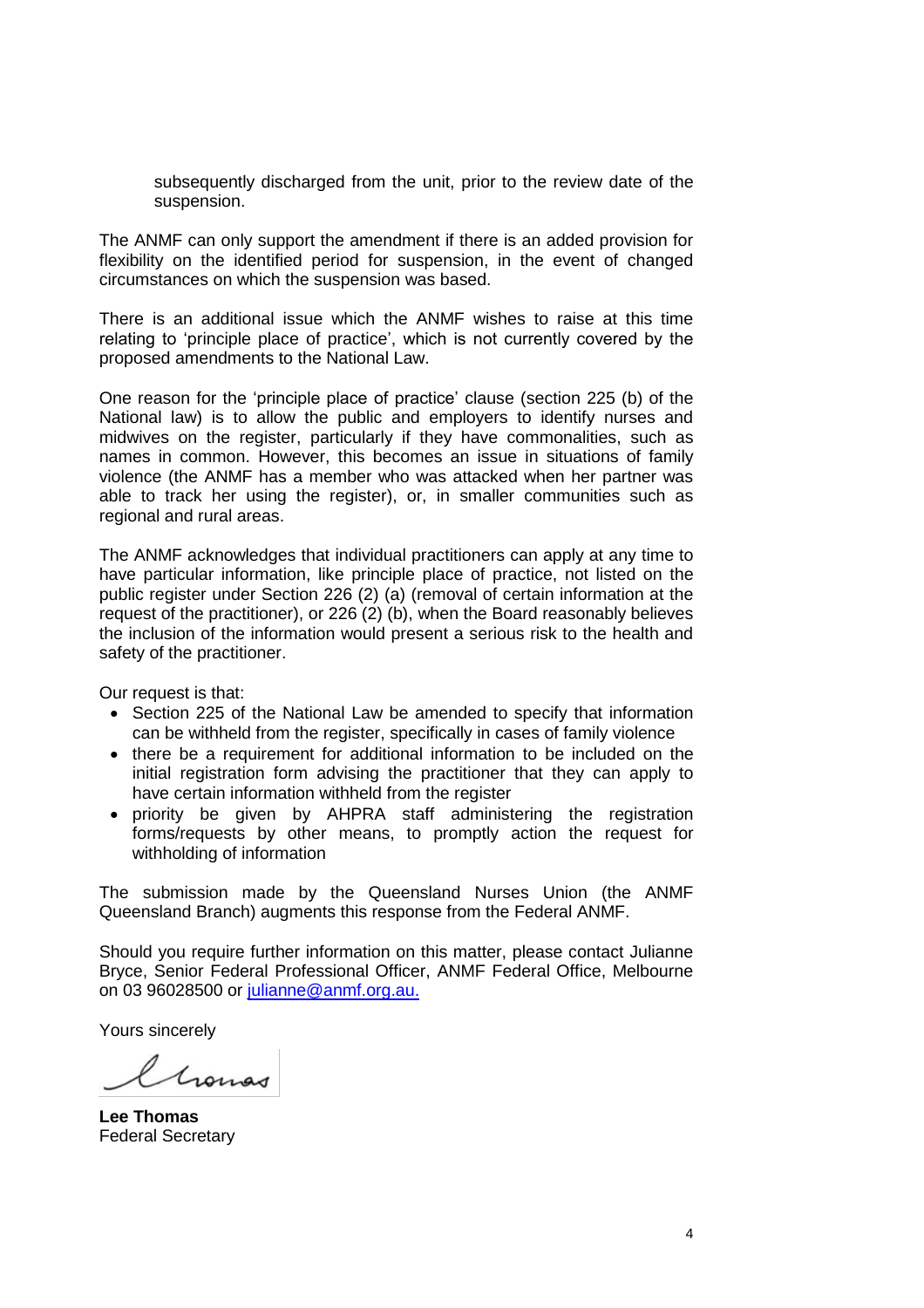subsequently discharged from the unit, prior to the review date of the suspension.

The ANMF can only support the amendment if there is an added provision for flexibility on the identified period for suspension, in the event of changed circumstances on which the suspension was based.

There is an additional issue which the ANMF wishes to raise at this time relating to 'principle place of practice', which is not currently covered by the proposed amendments to the National Law.

One reason for the 'principle place of practice' clause (section 225 (b) of the National law) is to allow the public and employers to identify nurses and midwives on the register, particularly if they have commonalities, such as names in common. However, this becomes an issue in situations of family violence (the ANMF has a member who was attacked when her partner was able to track her using the register), or, in smaller communities such as regional and rural areas.

The ANMF acknowledges that individual practitioners can apply at any time to have particular information, like principle place of practice, not listed on the public register under Section 226 (2) (a) (removal of certain information at the request of the practitioner), or 226 (2) (b), when the Board reasonably believes the inclusion of the information would present a serious risk to the health and safety of the practitioner.

Our request is that:

- Section 225 of the National Law be amended to specify that information can be withheld from the register, specifically in cases of family violence
- there be a requirement for additional information to be included on the initial registration form advising the practitioner that they can apply to have certain information withheld from the register
- priority be given by AHPRA staff administering the registration forms/requests by other means, to promptly action the request for withholding of information

The submission made by the Queensland Nurses Union (the ANMF Queensland Branch) augments this response from the Federal ANMF.

Should you require further information on this matter, please contact Julianne Bryce, Senior Federal Professional Officer, ANMF Federal Office, Melbourne on 03 96028500 or julianne@anmf.org.au.

Yours sincerely

**Lee Thomas**
Federal Secretary